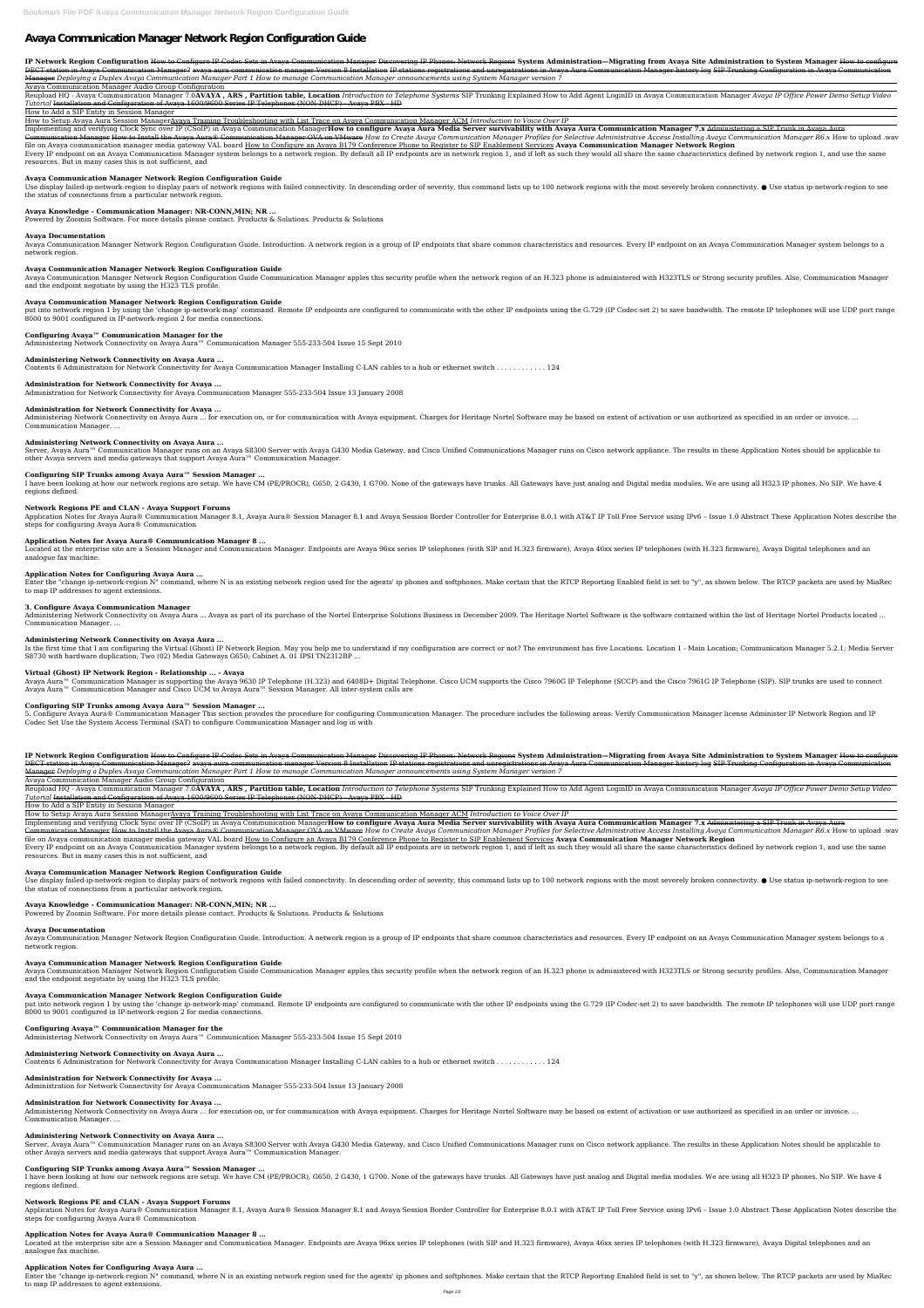# Avaya Communication Manager Network Region Configuration Guide

**IP Network Region Configuration** ~~How to Configure IP Codec Sets in Avaya Communication Manager~~ ~~Discovering IP Phones: Network Regions~~ **System Administration—Migrating from Avaya Site Administration to System Manager** ~~How to configure DECT station in Avaya Communication Manager?~~ ~~avaya aura communication manager Version 8 Installation~~ ~~IP stations registrations and unregistrations in Avaya Aura Communication Manager history log~~ ~~SIP Trunking Configuration in Avaya Communication Manager~~ *Deploying a Duplex Avaya Communication Manager Part 1 How to manage Communication Manager announcements using System Manager version 7*

Avaya Communication Manager Audio Group Configuration

Reupload HQ - Avaya Communication Manager 7.0**AVAYA , ARS , Partition table, Location** *Introduction to Telephone Systems* SIP Trunking Explained How to Add Agent LoginID in Avaya Communication Manager *Avaya IP Office Power Demo Setup Video Tutorial* ~~Installation and Configuration of Avaya 1600/9600 Series IP Telephones (NON-DHCP) - Avaya PBX - HD~~

How to Add a SIP Entity in Session Manager

How to Setup Avaya Aura Session ManagerAvaya Training Troubleshooting with List Trace on Avaya Communication Manager ACM *Introduction to Voice Over IP*

Implementing and verifying Clock Sync over IP (CSoIP) in Avaya Communication Manager**How to configure Avaya Aura Media Server survivability with Avaya Aura Communication Manager 7.x** ~~Administering a SIP Trunk in Avaya Aura Communication Manager~~ ~~How to Install the Avaya Aura® Communication Manager OVA on VMware~~ *How to Create Avaya Communication Manager Profiles for Selective Administrative Access Installing Avaya Communication Manager R6.x* How to upload .wav file on Avaya communication manager media gateway VAL board How to Configure an Avaya B179 Conference Phone to Register to SIP Enablement Services **Avaya Communication Manager Network Region**

Every IP endpoint on an Avaya Communication Manager system belongs to a network region. By default all IP endpoints are in network region 1, and if left as such they would all share the same characteristics defined by network region 1, and use the same resources. But in many cases this is not sufficient, and

### Avaya Communication Manager Network Region Configuration Guide

Use display failed-ip-network-region to display pairs of network regions with failed connectivity. In descending order of severity, this command lists up to 100 network regions with the most severely broken connectivity. ● Use status ip-network-region to see the status of connections from a particular network region.

### Avaya Knowledge - Communication Manager: NR-CONN,MIN; NR ...

Powered by Zoomin Software. For more details please contact. Products & Solutions. Products & Solutions

### Avaya Documentation

Avaya Communication Manager Network Region Configuration Guide. Introduction. A network region is a group of IP endpoints that share common characteristics and resources. Every IP endpoint on an Avaya Communication Manager system belongs to a network region.

### Avaya Communication Manager Network Region Configuration Guide

Avaya Communication Manager Network Region Configuration Guide Communication Manager apples this security profile when the network region of an H.323 phone is administered with H323TLS or Strong security profiles. Also, Communication Manager and the endpoint negotiate by using the H323 TLS profile.

### Avaya Communication Manager Network Region Configuration Guide

put into network region 1 by using the 'change ip-network-map' command. Remote IP endpoints are configured to communicate with the other IP endpoints using the G.729 (IP Codec-set 2) to save bandwidth. The remote IP telephones will use UDP port range 8000 to 9001 configured in IP-network-region 2 for media connections.

### Configuring Avaya™ Communication Manager for the

Administering Network Connectivity on Avaya Aura™ Communication Manager 555-233-504 Issue 15 Sept 2010

### Administering Network Connectivity on Avaya Aura ...

Contents 6 Administration for Network Connectivity for Avaya Communication Manager Installing C-LAN cables to a hub or ethernet switch . . . . . . . . . . . . 124

### Administration for Network Connectivity for Avaya ...

Administration for Network Connectivity for Avaya Communication Manager 555-233-504 Issue 13 January 2008

### Administration for Network Connectivity for Avaya ...

Administering Network Connectivity on Avaya Aura ... for execution on, or for communication with Avaya equipment. Charges for Heritage Nortel Software may be based on extent of activation or use authorized as specified in an order or invoice. ... Communication Manager. ...

### Administering Network Connectivity on Avaya Aura ...

Server, Avaya Aura™ Communication Manager runs on an Avaya S8300 Server with Avaya G430 Media Gateway, and Cisco Unified Communications Manager runs on Cisco network appliance. The results in these Application Notes should be applicable to other Avaya servers and media gateways that support Avaya Aura™ Communication Manager.

### Configuring SIP Trunks among Avaya Aura™ Session Manager ...

I have been looking at how our network regions are setup. We have CM (PE/PROCR), G650, 2 G430, 1 G700. None of the gateways have trunks. All Gateways have just analog and Digital media modules. We are using all H323 IP phones. No SIP. We have 4 regions defined.

### Network Regions PE and CLAN - Avaya Support Forums

Application Notes for Avaya Aura® Communication Manager 8.1, Avaya Aura® Session Manager 8.1 and Avaya Session Border Controller for Enterprise 8.0.1 with AT&T IP Toll Free Service using IPv6 – Issue 1.0 Abstract These Application Notes describe the steps for configuring Avaya Aura® Communication

### Application Notes for Avaya Aura® Communication Manager 8 ...

Located at the enterprise site are a Session Manager and Communication Manager. Endpoints are Avaya 96xx series IP telephones (with SIP and H.323 firmware), Avaya 46xx series IP telephones (with H.323 firmware), Avaya Digital telephones and an analogue fax machine.

### Application Notes for Configuring Avaya Aura ...

Enter the "change ip-network-region N" command, where N is an existing network region used for the agents' ip phones and softphones. Make certain that the RTCP Reporting Enabled field is set to "y", as shown below. The RTCP packets are used by MiaRec to map IP addresses to agent extensions.

### 3. Configure Avaya Communication Manager

Administering Network Connectivity on Avaya Aura ... Avaya as part of its purchase of the Nortel Enterprise Solutions Business in December 2009. The Heritage Nortel Software is the software contained within the list of Heritage Nortel Products located ... Communication Manager. ...

### Administering Network Connectivity on Avaya Aura ...

Is the first time that I am configuring the Virtual (Ghost) IP Network Region. May you help me to understand if my configuration are correct or not? The environment has five Locations. Location 1 - Main Location; Communication Manager 5.2.1; Media Server S8730 with hardware duplication; Two (02) Media Gateways G650; Cabinet A. 01 IPSI TN2312BP ...

### Virtual (Ghost) IP Network Region - Relationship ... - Avaya

Avaya Aura™ Communication Manager is supporting the Avaya 9630 IP Telephone (H.323) and 6408D+ Digital Telephone. Cisco UCM supports the Cisco 7960G IP Telephone (SCCP) and the Cisco 7961G IP Telephone (SIP). SIP trunks are used to connect Avaya Aura™ Communication Manager and Cisco UCM to Avaya Aura™ Session Manager. All inter-system calls are

### Configuring SIP Trunks among Avaya Aura™ Session Manager ...

5. Configure Avaya Aura® Communication Manager This section provides the procedure for configuring Communication Manager. The procedure includes the following areas: Verify Communication Manager license Administer IP Network Region and IP Codec Set Use the System Access Terminal (SAT) to configure Communication Manager and log in with

**IP Network Region Configuration** ~~How to Configure IP Codec Sets in Avaya Communication Manager~~ ~~Discovering IP Phones: Network Regions~~ **System Administration—Migrating from Avaya Site Administration to System Manager** ~~How to configure DECT station in Avaya Communication Manager?~~ ~~avaya aura communication manager Version 8 Installation~~ ~~IP stations registrations and unregistrations in Avaya Aura Communication Manager history log~~ ~~SIP Trunking Configuration in Avaya Communication Manager~~ *Deploying a Duplex Avaya Communication Manager Part 1 How to manage Communication Manager announcements using System Manager version 7*

Avaya Communication Manager Audio Group Configuration

Reupload HQ - Avaya Communication Manager 7.0**AVAYA , ARS , Partition table, Location** *Introduction to Telephone Systems* SIP Trunking Explained How to Add Agent LoginID in Avaya Communication Manager *Avaya IP Office Power Demo Setup Video Tutorial* ~~Installation and Configuration of Avaya 1600/9600 Series IP Telephones (NON-DHCP) - Avaya PBX - HD~~

How to Add a SIP Entity in Session Manager

How to Setup Avaya Aura Session ManagerAvaya Training Troubleshooting with List Trace on Avaya Communication Manager ACM *Introduction to Voice Over IP*

Implementing and verifying Clock Sync over IP (CSoIP) in Avaya Communication Manager**How to configure Avaya Aura Media Server survivability with Avaya Aura Communication Manager 7.x** ~~Administering a SIP Trunk in Avaya Aura Communication Manager~~ ~~How to Install the Avaya Aura® Communication Manager OVA on VMware~~ *How to Create Avaya Communication Manager Profiles for Selective Administrative Access Installing Avaya Communication Manager R6.x* How to upload .wav file on Avaya communication manager media gateway VAL board How to Configure an Avaya B179 Conference Phone to Register to SIP Enablement Services **Avaya Communication Manager Network Region**

Every IP endpoint on an Avaya Communication Manager system belongs to a network region. By default all IP endpoints are in network region 1, and if left as such they would all share the same characteristics defined by network region 1, and use the same resources. But in many cases this is not sufficient, and

### Avaya Communication Manager Network Region Configuration Guide

Use display failed-ip-network-region to display pairs of network regions with failed connectivity. In descending order of severity, this command lists up to 100 network regions with the most severely broken connectivity. ● Use status ip-network-region to see the status of connections from a particular network region.

### Avaya Knowledge - Communication Manager: NR-CONN,MIN; NR ...

Powered by Zoomin Software. For more details please contact. Products & Solutions. Products & Solutions

### Avaya Documentation

Avaya Communication Manager Network Region Configuration Guide. Introduction. A network region is a group of IP endpoints that share common characteristics and resources. Every IP endpoint on an Avaya Communication Manager system belongs to a network region.

### Avaya Communication Manager Network Region Configuration Guide

Avaya Communication Manager Network Region Configuration Guide Communication Manager apples this security profile when the network region of an H.323 phone is administered with H323TLS or Strong security profiles. Also, Communication Manager and the endpoint negotiate by using the H323 TLS profile.

### Avaya Communication Manager Network Region Configuration Guide

put into network region 1 by using the 'change ip-network-map' command. Remote IP endpoints are configured to communicate with the other IP endpoints using the G.729 (IP Codec-set 2) to save bandwidth. The remote IP telephones will use UDP port range 8000 to 9001 configured in IP-network-region 2 for media connections.

### Configuring Avaya™ Communication Manager for the

Administering Network Connectivity on Avaya Aura™ Communication Manager 555-233-504 Issue 15 Sept 2010

### Administering Network Connectivity on Avaya Aura ...

Contents 6 Administration for Network Connectivity for Avaya Communication Manager Installing C-LAN cables to a hub or ethernet switch . . . . . . . . . . . . 124

### Administration for Network Connectivity for Avaya ...

Administration for Network Connectivity for Avaya Communication Manager 555-233-504 Issue 13 January 2008

### Administration for Network Connectivity for Avaya ...

Administering Network Connectivity on Avaya Aura ... for execution on, or for communication with Avaya equipment. Charges for Heritage Nortel Software may be based on extent of activation or use authorized as specified in an order or invoice. ... Communication Manager. ...

### Administering Network Connectivity on Avaya Aura ...

Server, Avaya Aura™ Communication Manager runs on an Avaya S8300 Server with Avaya G430 Media Gateway, and Cisco Unified Communications Manager runs on Cisco network appliance. The results in these Application Notes should be applicable to other Avaya servers and media gateways that support Avaya Aura™ Communication Manager.

### Configuring SIP Trunks among Avaya Aura™ Session Manager ...

I have been looking at how our network regions are setup. We have CM (PE/PROCR), G650, 2 G430, 1 G700. None of the gateways have trunks. All Gateways have just analog and Digital media modules. We are using all H323 IP phones. No SIP. We have 4 regions defined.

### Network Regions PE and CLAN - Avaya Support Forums

Application Notes for Avaya Aura® Communication Manager 8.1, Avaya Aura® Session Manager 8.1 and Avaya Session Border Controller for Enterprise 8.0.1 with AT&T IP Toll Free Service using IPv6 – Issue 1.0 Abstract These Application Notes describe the steps for configuring Avaya Aura® Communication

### Application Notes for Avaya Aura® Communication Manager 8 ...

Located at the enterprise site are a Session Manager and Communication Manager. Endpoints are Avaya 96xx series IP telephones (with SIP and H.323 firmware), Avaya 46xx series IP telephones (with H.323 firmware), Avaya Digital telephones and an analogue fax machine.

### Application Notes for Configuring Avaya Aura ...

Enter the "change ip-network-region N" command, where N is an existing network region used for the agents' ip phones and softphones. Make certain that the RTCP Reporting Enabled field is set to "y", as shown below. The RTCP packets are used by MiaRec to map IP addresses to agent extensions.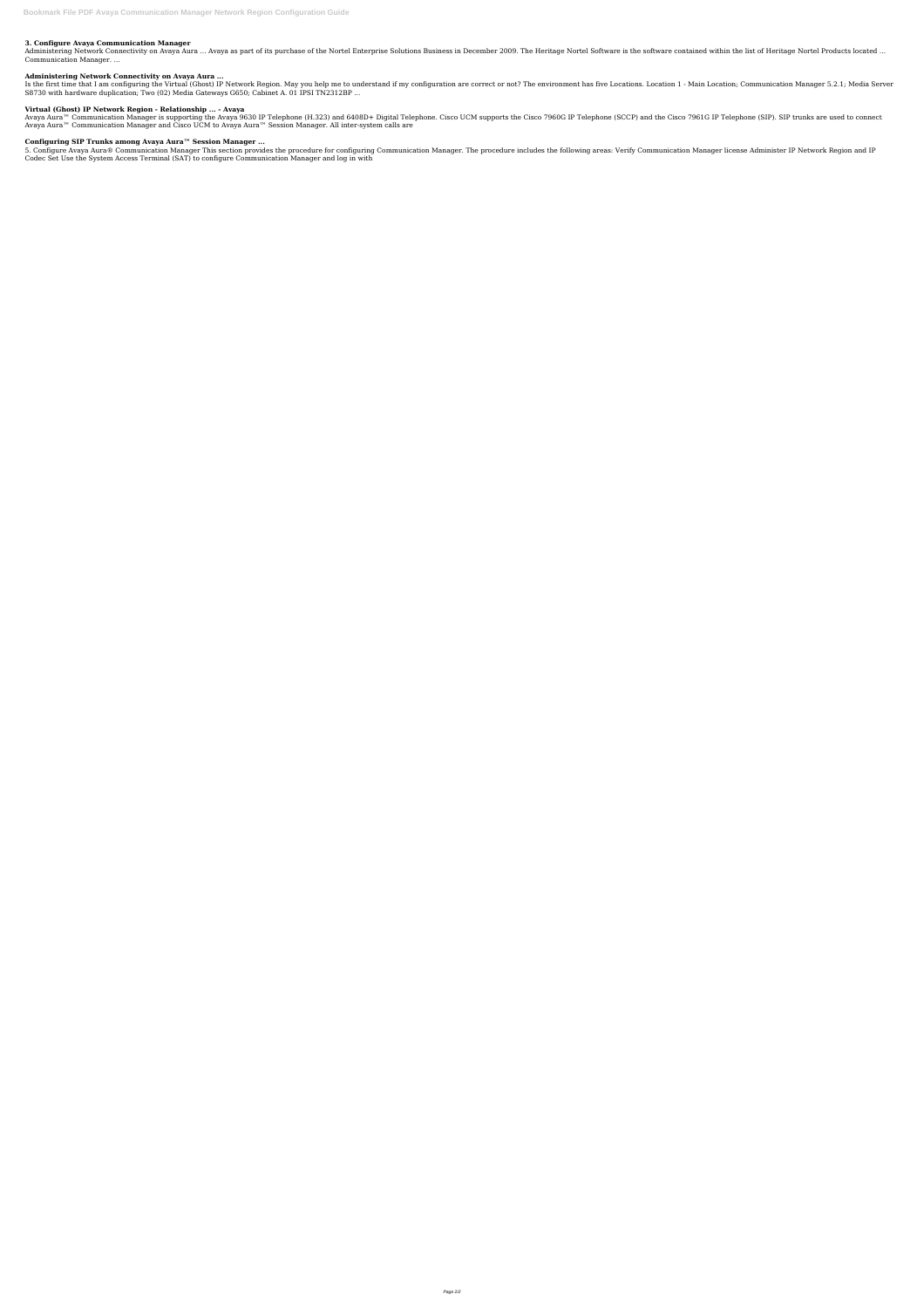### 3. Configure Avaya Communication Manager

Administering Network Connectivity on Avaya Aura ... Avaya as part of its purchase of the Nortel Enterprise Solutions Business in December 2009. The Heritage Nortel Software is the software contained within the list of Heritage Nortel Products located ... Communication Manager. ...

### Administering Network Connectivity on Avaya Aura ...

Is the first time that I am configuring the Virtual (Ghost) IP Network Region. May you help me to understand if my configuration are correct or not? The environment has five Locations. Location 1 - Main Location; Communication Manager 5.2.1; Media Server S8730 with hardware duplication; Two (02) Media Gateways G650; Cabinet A. 01 IPSI TN2312BP ...

### Virtual (Ghost) IP Network Region - Relationship ... - Avaya

Avaya Aura™ Communication Manager is supporting the Avaya 9630 IP Telephone (H.323) and 6408D+ Digital Telephone. Cisco UCM supports the Cisco 7960G IP Telephone (SCCP) and the Cisco 7961G IP Telephone (SIP). SIP trunks are used to connect Avaya Aura™ Communication Manager and Cisco UCM to Avaya Aura™ Session Manager. All inter-system calls are

### Configuring SIP Trunks among Avaya Aura™ Session Manager ...

5. Configure Avaya Aura® Communication Manager This section provides the procedure for configuring Communication Manager. The procedure includes the following areas: Verify Communication Manager license Administer IP Network Region and IP Codec Set Use the System Access Terminal (SAT) to configure Communication Manager and log in with